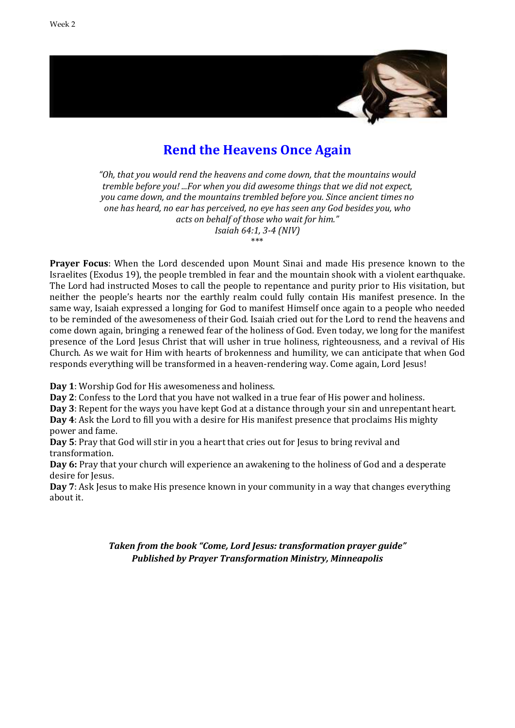Week 2

# Rend the Heavens Once Again

*"Oh, that you would rend the heavens and come down, that the mountains would tremble before you! ...For when you did awesome things that we did not expect, you came down, and the mountains trembled before you. Since ancient times no one has heard, no ear has perceived, no eye has seen any God besides you, who acts on behalf of those who wait for him."*
*Isaiah 64:1, 3-4 (NIV)*
\*\*\*

**Prayer Focus**: When the Lord descended upon Mount Sinai and made His presence known to the Israelites (Exodus 19), the people trembled in fear and the mountain shook with a violent earthquake. The Lord had instructed Moses to call the people to repentance and purity prior to His visitation, but neither the people's hearts nor the earthly realm could fully contain His manifest presence. In the same way, Isaiah expressed a longing for God to manifest Himself once again to a people who needed to be reminded of the awesomeness of their God. Isaiah cried out for the Lord to rend the heavens and come down again, bringing a renewed fear of the holiness of God. Even today, we long for the manifest presence of the Lord Jesus Christ that will usher in true holiness, righteousness, and a revival of His Church. As we wait for Him with hearts of brokenness and humility, we can anticipate that when God responds everything will be transformed in a heaven-rendering way. Come again, Lord Jesus!

**Day 1**: Worship God for His awesomeness and holiness.
**Day 2**: Confess to the Lord that you have not walked in a true fear of His power and holiness.
**Day 3**: Repent for the ways you have kept God at a distance through your sin and unrepentant heart.
**Day 4**: Ask the Lord to fill you with a desire for His manifest presence that proclaims His mighty power and fame.
**Day 5**: Pray that God will stir in you a heart that cries out for Jesus to bring revival and transformation.
**Day 6:** Pray that your church will experience an awakening to the holiness of God and a desperate desire for Jesus.
**Day 7**: Ask Jesus to make His presence known in your community in a way that changes everything about it.

***Taken from the book "Come, Lord Jesus: transformation prayer guide"***
***Published by Prayer Transformation Ministry, Minneapolis***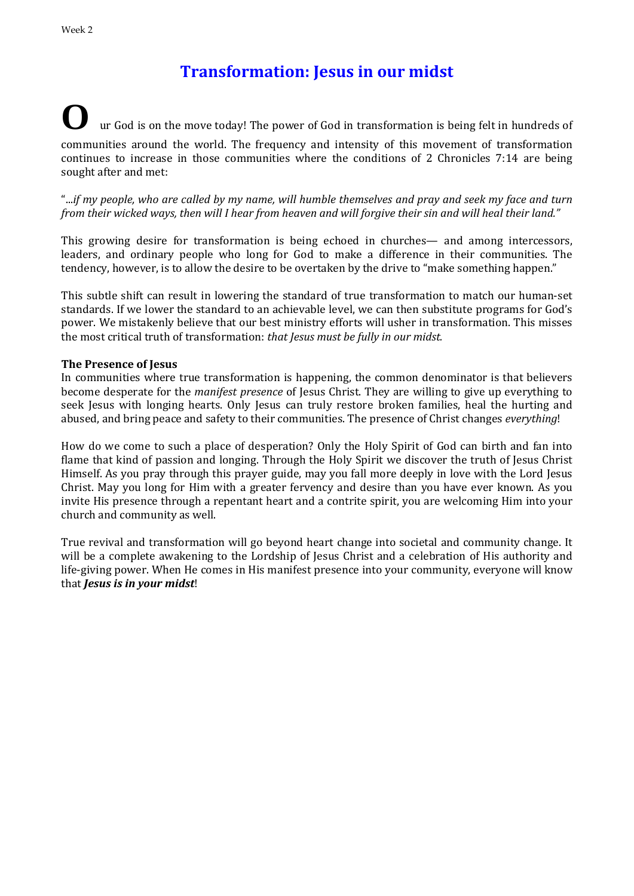# Transformation: Jesus in our midst

Our God is on the move today! The power of God in transformation is being felt in hundreds of communities around the world. The frequency and intensity of this movement of transformation continues to increase in those communities where the conditions of 2 Chronicles 7:14 are being sought after and met:

"*...if my people, who are called by my name, will humble themselves and pray and seek my face and turn from their wicked ways, then will I hear from heaven and will forgive their sin and will heal their land."*

This growing desire for transformation is being echoed in churches— and among intercessors, leaders, and ordinary people who long for God to make a difference in their communities. The tendency, however, is to allow the desire to be overtaken by the drive to "make something happen."

This subtle shift can result in lowering the standard of true transformation to match our human-set standards. If we lower the standard to an achievable level, we can then substitute programs for God's power. We mistakenly believe that our best ministry efforts will usher in transformation. This misses the most critical truth of transformation: *that Jesus must be fully in our midst.*

**The Presence of Jesus**

In communities where true transformation is happening, the common denominator is that believers become desperate for the *manifest presence* of Jesus Christ. They are willing to give up everything to seek Jesus with longing hearts. Only Jesus can truly restore broken families, heal the hurting and abused, and bring peace and safety to their communities. The presence of Christ changes *everything*!

How do we come to such a place of desperation? Only the Holy Spirit of God can birth and fan into flame that kind of passion and longing. Through the Holy Spirit we discover the truth of Jesus Christ Himself. As you pray through this prayer guide, may you fall more deeply in love with the Lord Jesus Christ. May you long for Him with a greater fervency and desire than you have ever known. As you invite His presence through a repentant heart and a contrite spirit, you are welcoming Him into your church and community as well.

True revival and transformation will go beyond heart change into societal and community change. It will be a complete awakening to the Lordship of Jesus Christ and a celebration of His authority and life-giving power. When He comes in His manifest presence into your community, everyone will know that ***Jesus is in your midst***!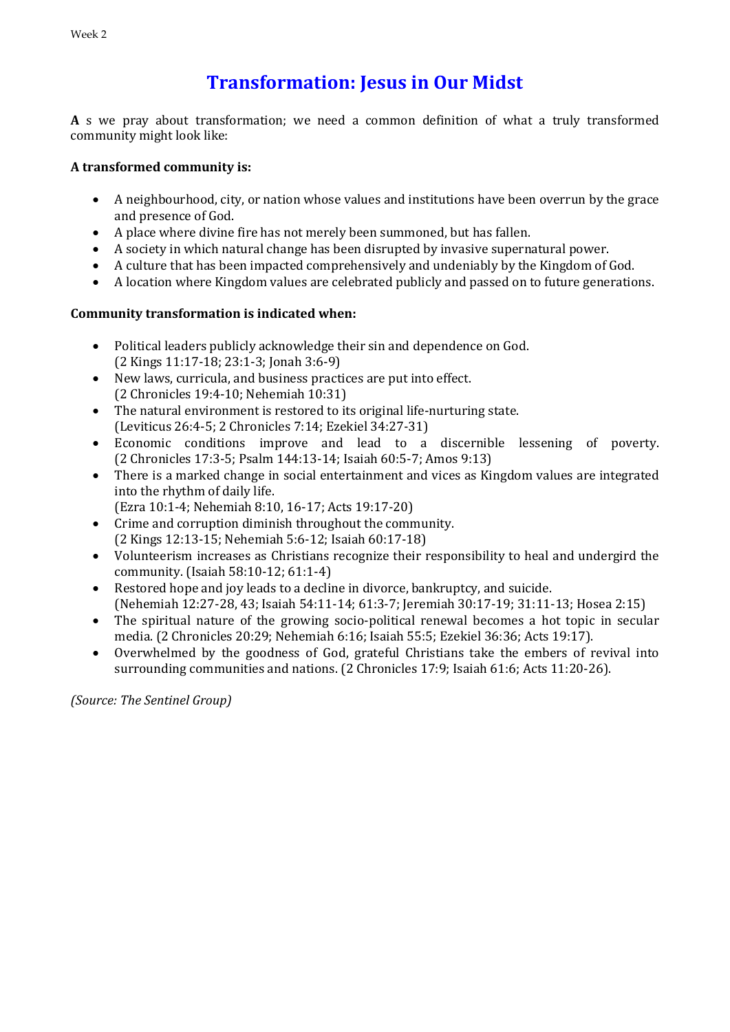# Transformation: Jesus in Our Midst

**A** s we pray about transformation; we need a common definition of what a truly transformed community might look like:

**A transformed community is:**

- A neighbourhood, city, or nation whose values and institutions have been overrun by the grace and presence of God.
- A place where divine fire has not merely been summoned, but has fallen.
- A society in which natural change has been disrupted by invasive supernatural power.
- A culture that has been impacted comprehensively and undeniably by the Kingdom of God.
- A location where Kingdom values are celebrated publicly and passed on to future generations.

**Community transformation is indicated when:**

- Political leaders publicly acknowledge their sin and dependence on God. (2 Kings 11:17-18; 23:1-3; Jonah 3:6-9)
- New laws, curricula, and business practices are put into effect. (2 Chronicles 19:4-10; Nehemiah 10:31)
- The natural environment is restored to its original life-nurturing state. (Leviticus 26:4-5; 2 Chronicles 7:14; Ezekiel 34:27-31)
- Economic conditions improve and lead to a discernible lessening of poverty. (2 Chronicles 17:3-5; Psalm 144:13-14; Isaiah 60:5-7; Amos 9:13)
- There is a marked change in social entertainment and vices as Kingdom values are integrated into the rhythm of daily life. (Ezra 10:1-4; Nehemiah 8:10, 16-17; Acts 19:17-20)
- Crime and corruption diminish throughout the community. (2 Kings 12:13-15; Nehemiah 5:6-12; Isaiah 60:17-18)
- Volunteerism increases as Christians recognize their responsibility to heal and undergird the community. (Isaiah 58:10-12; 61:1-4)
- Restored hope and joy leads to a decline in divorce, bankruptcy, and suicide. (Nehemiah 12:27-28, 43; Isaiah 54:11-14; 61:3-7; Jeremiah 30:17-19; 31:11-13; Hosea 2:15)
- The spiritual nature of the growing socio-political renewal becomes a hot topic in secular media. (2 Chronicles 20:29; Nehemiah 6:16; Isaiah 55:5; Ezekiel 36:36; Acts 19:17).
- Overwhelmed by the goodness of God, grateful Christians take the embers of revival into surrounding communities and nations. (2 Chronicles 17:9; Isaiah 61:6; Acts 11:20-26).

*(Source: The Sentinel Group)*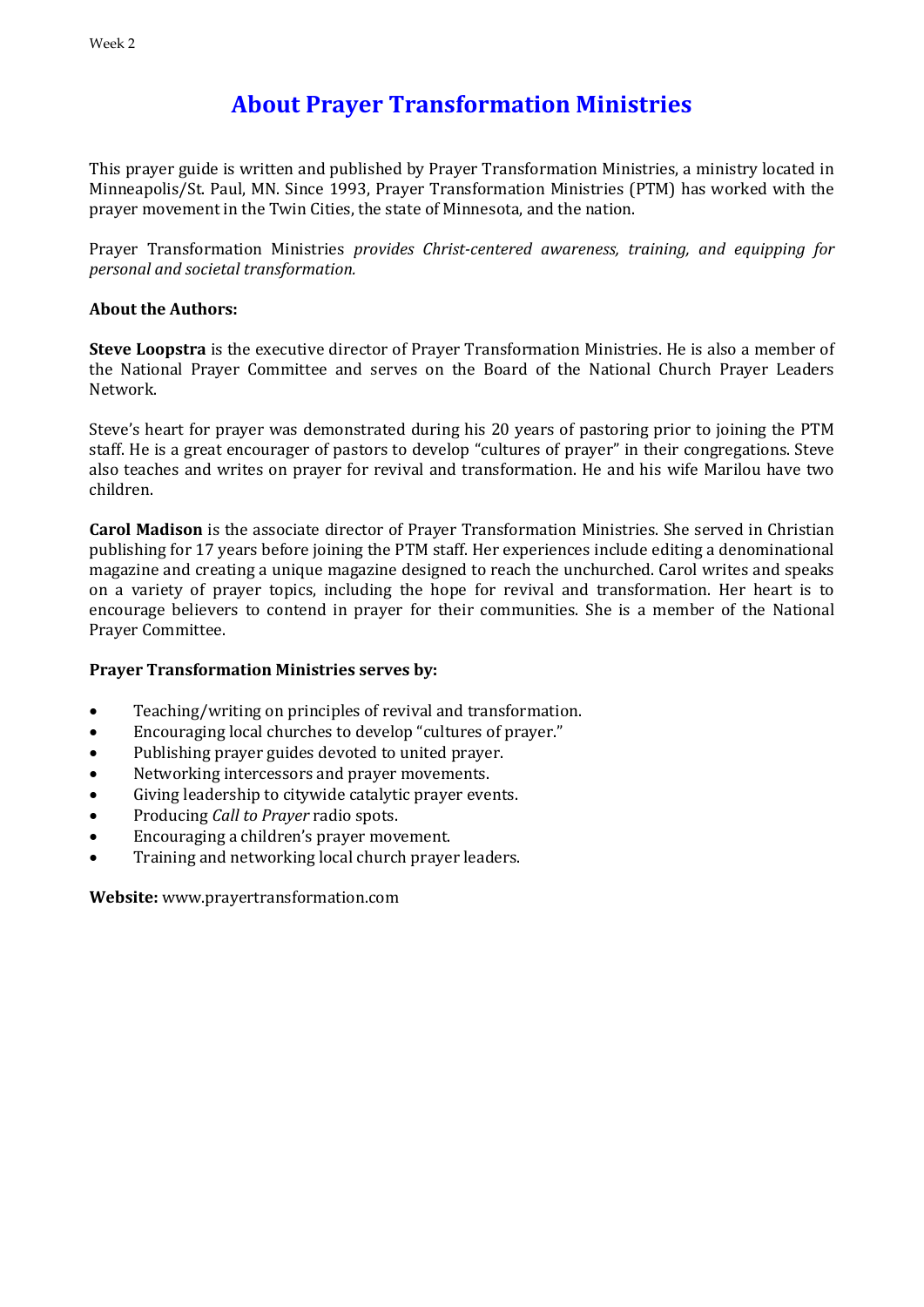# About Prayer Transformation Ministries

This prayer guide is written and published by Prayer Transformation Ministries, a ministry located in Minneapolis/St. Paul, MN. Since 1993, Prayer Transformation Ministries (PTM) has worked with the prayer movement in the Twin Cities, the state of Minnesota, and the nation.

Prayer Transformation Ministries *provides Christ-centered awareness, training, and equipping for personal and societal transformation.*

**About the Authors:**

**Steve Loopstra** is the executive director of Prayer Transformation Ministries. He is also a member of the National Prayer Committee and serves on the Board of the National Church Prayer Leaders Network.

Steve's heart for prayer was demonstrated during his 20 years of pastoring prior to joining the PTM staff. He is a great encourager of pastors to develop "cultures of prayer" in their congregations. Steve also teaches and writes on prayer for revival and transformation. He and his wife Marilou have two children.

**Carol Madison** is the associate director of Prayer Transformation Ministries. She served in Christian publishing for 17 years before joining the PTM staff. Her experiences include editing a denominational magazine and creating a unique magazine designed to reach the unchurched. Carol writes and speaks on a variety of prayer topics, including the hope for revival and transformation. Her heart is to encourage believers to contend in prayer for their communities. She is a member of the National Prayer Committee.

**Prayer Transformation Ministries serves by:**

- Teaching/writing on principles of revival and transformation.
- Encouraging local churches to develop "cultures of prayer."
- Publishing prayer guides devoted to united prayer.
- Networking intercessors and prayer movements.
- Giving leadership to citywide catalytic prayer events.
- Producing *Call to Prayer* radio spots.
- Encouraging a children's prayer movement.
- Training and networking local church prayer leaders.

**Website:** www.prayertransformation.com